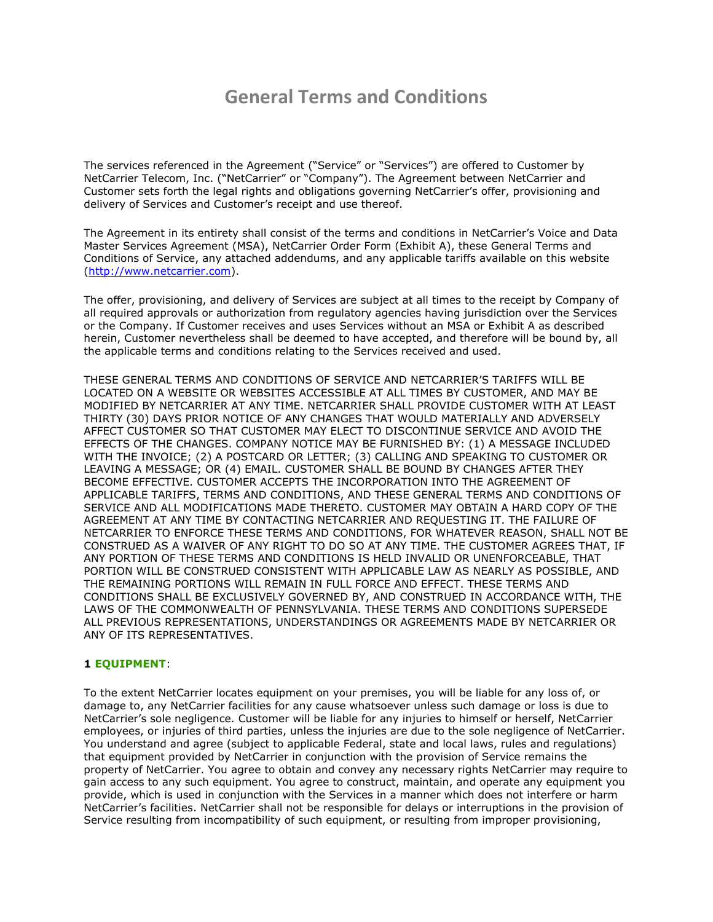# General Terms and Conditions

The services referenced in the Agreement ("Service" or "Services") are offered to Customer by NetCarrier Telecom, Inc. ("NetCarrier" or "Company"). The Agreement between NetCarrier and Customer sets forth the legal rights and obligations governing NetCarrier's offer, provisioning and delivery of Services and Customer's receipt and use thereof.

The Agreement in its entirety shall consist of the terms and conditions in NetCarrier's Voice and Data Master Services Agreement (MSA), NetCarrier Order Form (Exhibit A), these General Terms and Conditions of Service, any attached addendums, and any applicable tariffs available on this website ([http://www.netcarrier.com](http://www.netcarrier.com)).

The offer, provisioning, and delivery of Services are subject at all times to the receipt by Company of all required approvals or authorization from regulatory agencies having jurisdiction over the Services or the Company. If Customer receives and uses Services without an MSA or Exhibit A as described herein, Customer nevertheless shall be deemed to have accepted, and therefore will be bound by, all the applicable terms and conditions relating to the Services received and used.

THESE GENERAL TERMS AND CONDITIONS OF SERVICE AND NETCARRIER'S TARIFFS WILL BE LOCATED ON A WEBSITE OR WEBSITES ACCESSIBLE AT ALL TIMES BY CUSTOMER, AND MAY BE MODIFIED BY NETCARRIER AT ANY TIME. NETCARRIER SHALL PROVIDE CUSTOMER WITH AT LEAST THIRTY (30) DAYS PRIOR NOTICE OF ANY CHANGES THAT WOULD MATERIALLY AND ADVERSELY AFFECT CUSTOMER SO THAT CUSTOMER MAY ELECT TO DISCONTINUE SERVICE AND AVOID THE EFFECTS OF THE CHANGES. COMPANY NOTICE MAY BE FURNISHED BY: (1) A MESSAGE INCLUDED WITH THE INVOICE; (2) A POSTCARD OR LETTER; (3) CALLING AND SPEAKING TO CUSTOMER OR LEAVING A MESSAGE; OR (4) EMAIL. CUSTOMER SHALL BE BOUND BY CHANGES AFTER THEY BECOME EFFECTIVE. CUSTOMER ACCEPTS THE INCORPORATION INTO THE AGREEMENT OF APPLICABLE TARIFFS, TERMS AND CONDITIONS, AND THESE GENERAL TERMS AND CONDITIONS OF SERVICE AND ALL MODIFICATIONS MADE THERETO. CUSTOMER MAY OBTAIN A HARD COPY OF THE AGREEMENT AT ANY TIME BY CONTACTING NETCARRIER AND REQUESTING IT. THE FAILURE OF NETCARRIER TO ENFORCE THESE TERMS AND CONDITIONS, FOR WHATEVER REASON, SHALL NOT BE CONSTRUED AS A WAIVER OF ANY RIGHT TO DO SO AT ANY TIME. THE CUSTOMER AGREES THAT, IF ANY PORTION OF THESE TERMS AND CONDITIONS IS HELD INVALID OR UNENFORCEABLE, THAT PORTION WILL BE CONSTRUED CONSISTENT WITH APPLICABLE LAW AS NEARLY AS POSSIBLE, AND THE REMAINING PORTIONS WILL REMAIN IN FULL FORCE AND EFFECT. THESE TERMS AND CONDITIONS SHALL BE EXCLUSIVELY GOVERNED BY, AND CONSTRUED IN ACCORDANCE WITH, THE LAWS OF THE COMMONWEALTH OF PENNSYLVANIA. THESE TERMS AND CONDITIONS SUPERSEDE ALL PREVIOUS REPRESENTATIONS, UNDERSTANDINGS OR AGREEMENTS MADE BY NETCARRIER OR ANY OF ITS REPRESENTATIVES.

**1 EQUIPMENT**:

To the extent NetCarrier locates equipment on your premises, you will be liable for any loss of, or damage to, any NetCarrier facilities for any cause whatsoever unless such damage or loss is due to NetCarrier's sole negligence. Customer will be liable for any injuries to himself or herself, NetCarrier employees, or injuries of third parties, unless the injuries are due to the sole negligence of NetCarrier. You understand and agree (subject to applicable Federal, state and local laws, rules and regulations) that equipment provided by NetCarrier in conjunction with the provision of Service remains the property of NetCarrier. You agree to obtain and convey any necessary rights NetCarrier may require to gain access to any such equipment. You agree to construct, maintain, and operate any equipment you provide, which is used in conjunction with the Services in a manner which does not interfere or harm NetCarrier's facilities. NetCarrier shall not be responsible for delays or interruptions in the provision of Service resulting from incompatibility of such equipment, or resulting from improper provisioning,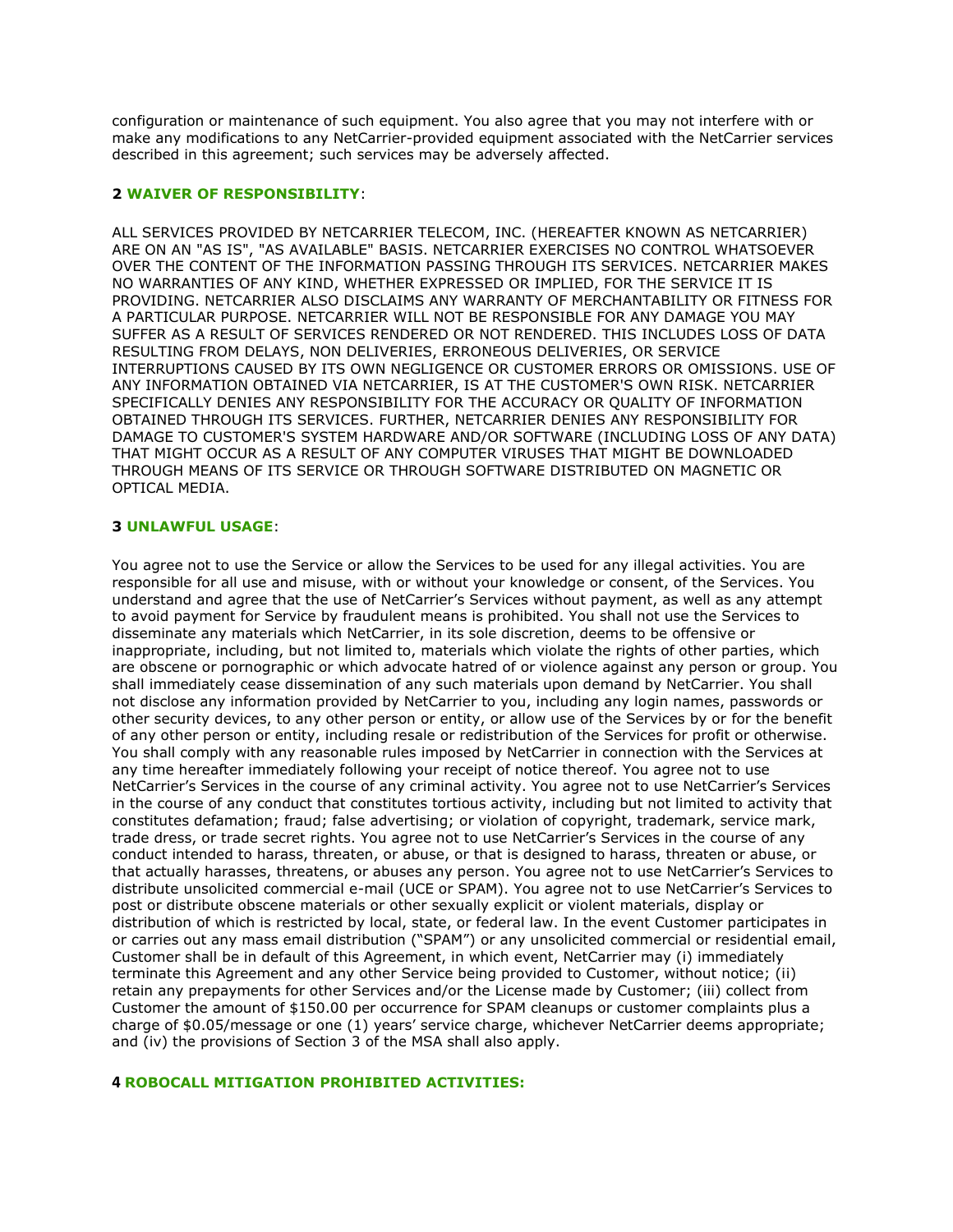configuration or maintenance of such equipment. You also agree that you may not interfere with or make any modifications to any NetCarrier-provided equipment associated with the NetCarrier services described in this agreement; such services may be adversely affected.

**2 WAIVER OF RESPONSIBILITY**:

ALL SERVICES PROVIDED BY NETCARRIER TELECOM, INC. (HEREAFTER KNOWN AS NETCARRIER) ARE ON AN "AS IS", "AS AVAILABLE" BASIS. NETCARRIER EXERCISES NO CONTROL WHATSOEVER OVER THE CONTENT OF THE INFORMATION PASSING THROUGH ITS SERVICES. NETCARRIER MAKES NO WARRANTIES OF ANY KIND, WHETHER EXPRESSED OR IMPLIED, FOR THE SERVICE IT IS PROVIDING. NETCARRIER ALSO DISCLAIMS ANY WARRANTY OF MERCHANTABILITY OR FITNESS FOR A PARTICULAR PURPOSE. NETCARRIER WILL NOT BE RESPONSIBLE FOR ANY DAMAGE YOU MAY SUFFER AS A RESULT OF SERVICES RENDERED OR NOT RENDERED. THIS INCLUDES LOSS OF DATA RESULTING FROM DELAYS, NON DELIVERIES, ERRONEOUS DELIVERIES, OR SERVICE INTERRUPTIONS CAUSED BY ITS OWN NEGLIGENCE OR CUSTOMER ERRORS OR OMISSIONS. USE OF ANY INFORMATION OBTAINED VIA NETCARRIER, IS AT THE CUSTOMER'S OWN RISK. NETCARRIER SPECIFICALLY DENIES ANY RESPONSIBILITY FOR THE ACCURACY OR QUALITY OF INFORMATION OBTAINED THROUGH ITS SERVICES. FURTHER, NETCARRIER DENIES ANY RESPONSIBILITY FOR DAMAGE TO CUSTOMER'S SYSTEM HARDWARE AND/OR SOFTWARE (INCLUDING LOSS OF ANY DATA) THAT MIGHT OCCUR AS A RESULT OF ANY COMPUTER VIRUSES THAT MIGHT BE DOWNLOADED THROUGH MEANS OF ITS SERVICE OR THROUGH SOFTWARE DISTRIBUTED ON MAGNETIC OR OPTICAL MEDIA.

**3 UNLAWFUL USAGE**:

You agree not to use the Service or allow the Services to be used for any illegal activities. You are responsible for all use and misuse, with or without your knowledge or consent, of the Services. You understand and agree that the use of NetCarrier's Services without payment, as well as any attempt to avoid payment for Service by fraudulent means is prohibited. You shall not use the Services to disseminate any materials which NetCarrier, in its sole discretion, deems to be offensive or inappropriate, including, but not limited to, materials which violate the rights of other parties, which are obscene or pornographic or which advocate hatred of or violence against any person or group. You shall immediately cease dissemination of any such materials upon demand by NetCarrier. You shall not disclose any information provided by NetCarrier to you, including any login names, passwords or other security devices, to any other person or entity, or allow use of the Services by or for the benefit of any other person or entity, including resale or redistribution of the Services for profit or otherwise. You shall comply with any reasonable rules imposed by NetCarrier in connection with the Services at any time hereafter immediately following your receipt of notice thereof. You agree not to use NetCarrier's Services in the course of any criminal activity. You agree not to use NetCarrier's Services in the course of any conduct that constitutes tortious activity, including but not limited to activity that constitutes defamation; fraud; false advertising; or violation of copyright, trademark, service mark, trade dress, or trade secret rights. You agree not to use NetCarrier's Services in the course of any conduct intended to harass, threaten, or abuse, or that is designed to harass, threaten or abuse, or that actually harasses, threatens, or abuses any person. You agree not to use NetCarrier's Services to distribute unsolicited commercial e-mail (UCE or SPAM). You agree not to use NetCarrier's Services to post or distribute obscene materials or other sexually explicit or violent materials, display or distribution of which is restricted by local, state, or federal law. In the event Customer participates in or carries out any mass email distribution ("SPAM") or any unsolicited commercial or residential email, Customer shall be in default of this Agreement, in which event, NetCarrier may (i) immediately terminate this Agreement and any other Service being provided to Customer, without notice; (ii) retain any prepayments for other Services and/or the License made by Customer; (iii) collect from Customer the amount of $150.00 per occurrence for SPAM cleanups or customer complaints plus a charge of $0.05/message or one (1) years' service charge, whichever NetCarrier deems appropriate; and (iv) the provisions of Section 3 of the MSA shall also apply.

**4 ROBOCALL MITIGATION PROHIBITED ACTIVITIES:**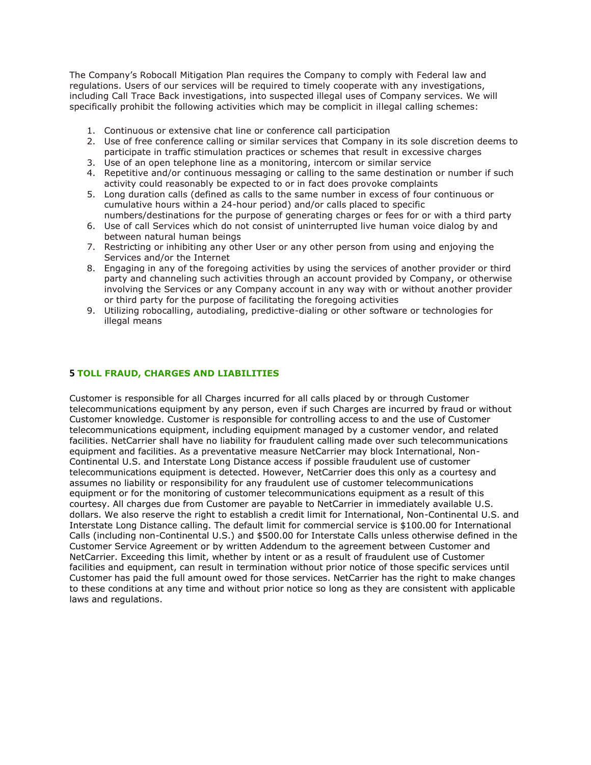The Company's Robocall Mitigation Plan requires the Company to comply with Federal law and regulations. Users of our services will be required to timely cooperate with any investigations, including Call Trace Back investigations, into suspected illegal uses of Company services. We will specifically prohibit the following activities which may be complicit in illegal calling schemes:

1. Continuous or extensive chat line or conference call participation
2. Use of free conference calling or similar services that Company in its sole discretion deems to participate in traffic stimulation practices or schemes that result in excessive charges
3. Use of an open telephone line as a monitoring, intercom or similar service
4. Repetitive and/or continuous messaging or calling to the same destination or number if such activity could reasonably be expected to or in fact does provoke complaints
5. Long duration calls (defined as calls to the same number in excess of four continuous or cumulative hours within a 24-hour period) and/or calls placed to specific numbers/destinations for the purpose of generating charges or fees for or with a third party
6. Use of call Services which do not consist of uninterrupted live human voice dialog by and between natural human beings
7. Restricting or inhibiting any other User or any other person from using and enjoying the Services and/or the Internet
8. Engaging in any of the foregoing activities by using the services of another provider or third party and channeling such activities through an account provided by Company, or otherwise involving the Services or any Company account in any way with or without another provider or third party for the purpose of facilitating the foregoing activities
9. Utilizing robocalling, autodialing, predictive-dialing or other software or technologies for illegal means

## 5 TOLL FRAUD, CHARGES AND LIABILITIES

Customer is responsible for all Charges incurred for all calls placed by or through Customer telecommunications equipment by any person, even if such Charges are incurred by fraud or without Customer knowledge. Customer is responsible for controlling access to and the use of Customer telecommunications equipment, including equipment managed by a customer vendor, and related facilities. NetCarrier shall have no liability for fraudulent calling made over such telecommunications equipment and facilities. As a preventative measure NetCarrier may block International, Non-Continental U.S. and Interstate Long Distance access if possible fraudulent use of customer telecommunications equipment is detected. However, NetCarrier does this only as a courtesy and assumes no liability or responsibility for any fraudulent use of customer telecommunications equipment or for the monitoring of customer telecommunications equipment as a result of this courtesy. All charges due from Customer are payable to NetCarrier in immediately available U.S. dollars. We also reserve the right to establish a credit limit for International, Non-Continental U.S. and Interstate Long Distance calling. The default limit for commercial service is $100.00 for International Calls (including non-Continental U.S.) and $500.00 for Interstate Calls unless otherwise defined in the Customer Service Agreement or by written Addendum to the agreement between Customer and NetCarrier. Exceeding this limit, whether by intent or as a result of fraudulent use of Customer facilities and equipment, can result in termination without prior notice of those specific services until Customer has paid the full amount owed for those services. NetCarrier has the right to make changes to these conditions at any time and without prior notice so long as they are consistent with applicable laws and regulations.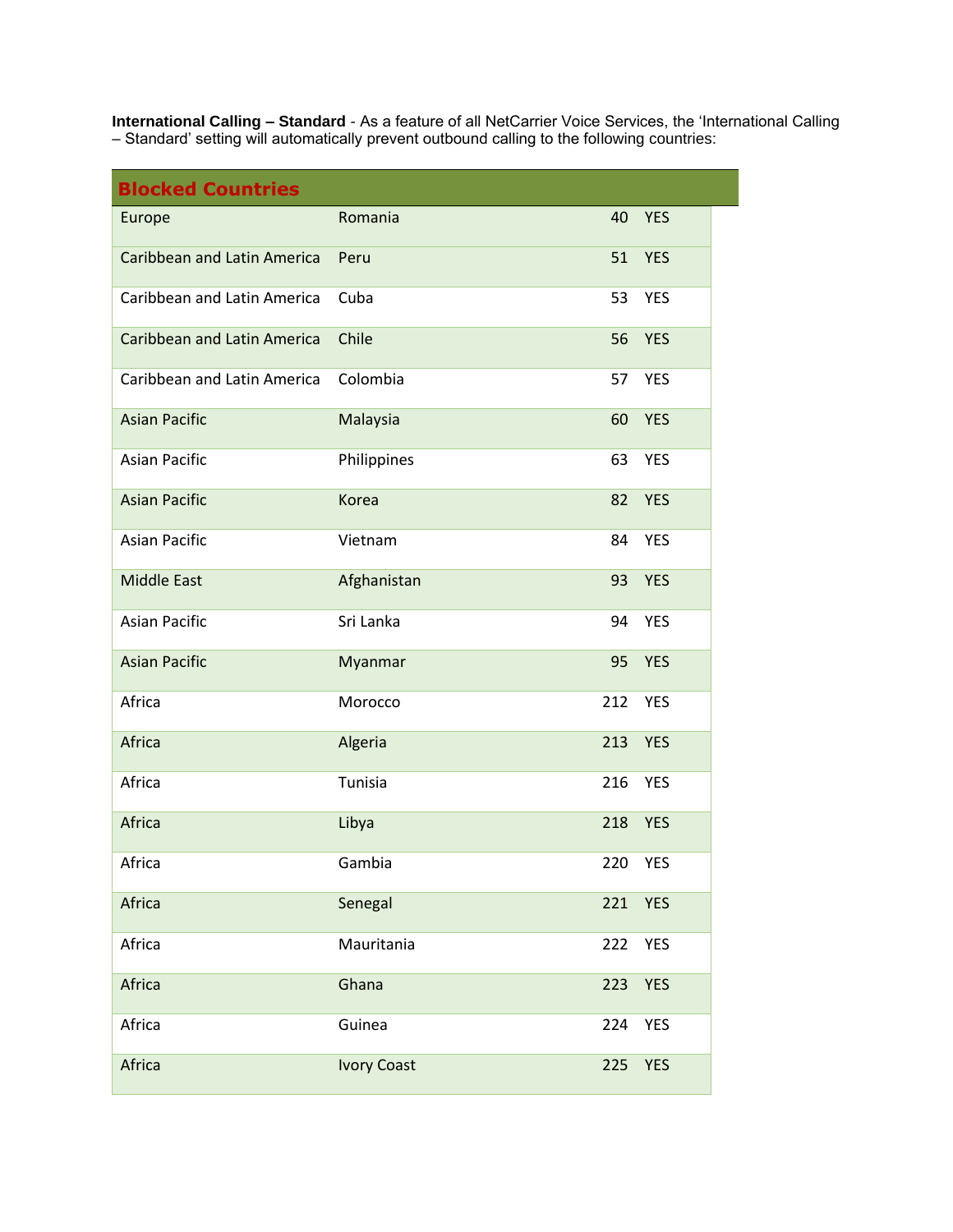**International Calling – Standard** - As a feature of all NetCarrier Voice Services, the 'International Calling – Standard' setting will automatically prevent outbound calling to the following countries:

| Blocked Countries | | | |
|---|---|---|---|
| Europe | Romania | 40 | YES |
| Caribbean and Latin America | Peru | 51 | YES |
| Caribbean and Latin America | Cuba | 53 | YES |
| Caribbean and Latin America | Chile | 56 | YES |
| Caribbean and Latin America | Colombia | 57 | YES |
| Asian Pacific | Malaysia | 60 | YES |
| Asian Pacific | Philippines | 63 | YES |
| Asian Pacific | Korea | 82 | YES |
| Asian Pacific | Vietnam | 84 | YES |
| Middle East | Afghanistan | 93 | YES |
| Asian Pacific | Sri Lanka | 94 | YES |
| Asian Pacific | Myanmar | 95 | YES |
| Africa | Morocco | 212 | YES |
| Africa | Algeria | 213 | YES |
| Africa | Tunisia | 216 | YES |
| Africa | Libya | 218 | YES |
| Africa | Gambia | 220 | YES |
| Africa | Senegal | 221 | YES |
| Africa | Mauritania | 222 | YES |
| Africa | Ghana | 223 | YES |
| Africa | Guinea | 224 | YES |
| Africa | Ivory Coast | 225 | YES |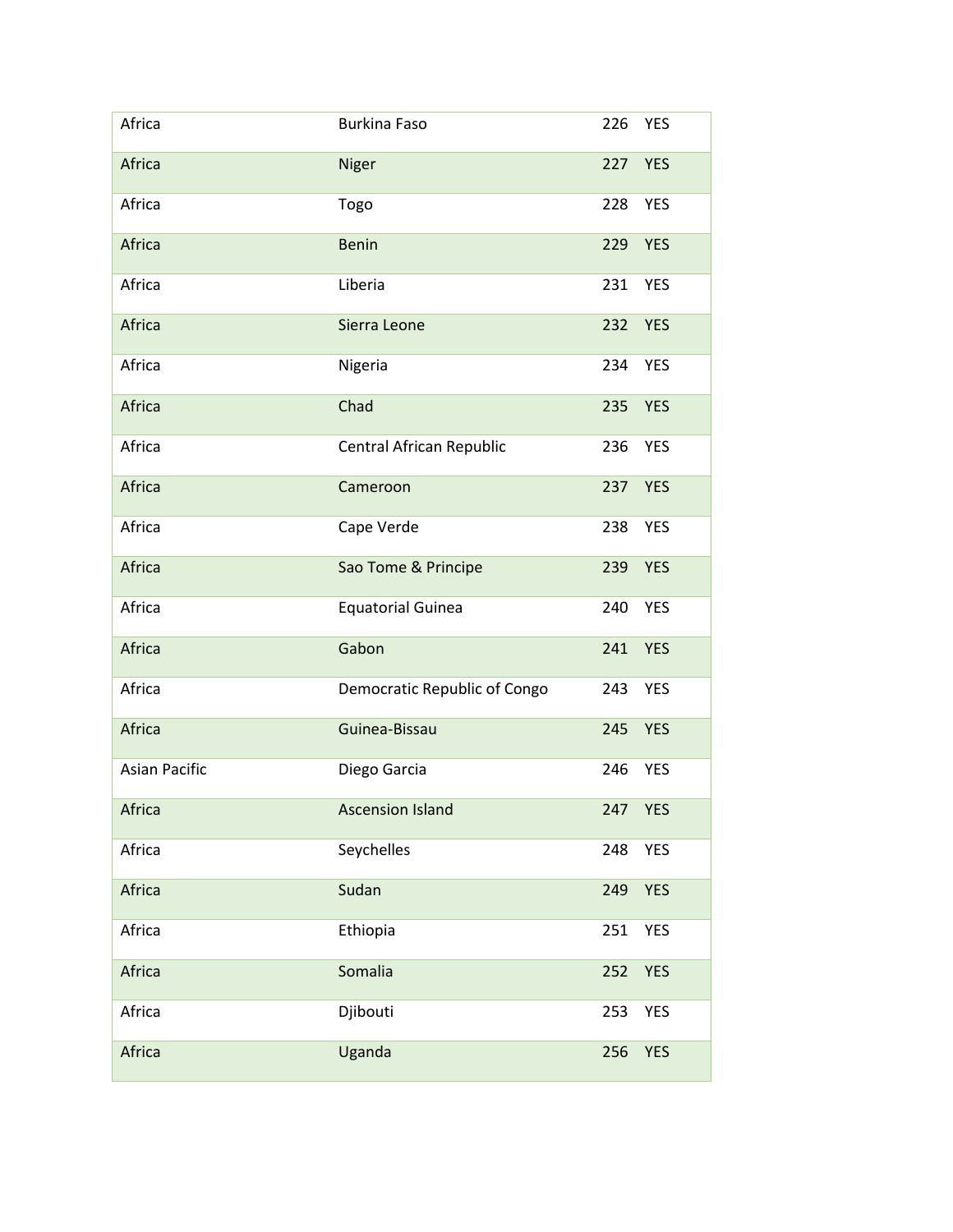| Africa | Burkina Faso | 226 | YES |
|---|---|---|---|
| Africa | Niger | 227 | YES |
| Africa | Togo | 228 | YES |
| Africa | Benin | 229 | YES |
| Africa | Liberia | 231 | YES |
| Africa | Sierra Leone | 232 | YES |
| Africa | Nigeria | 234 | YES |
| Africa | Chad | 235 | YES |
| Africa | Central African Republic | 236 | YES |
| Africa | Cameroon | 237 | YES |
| Africa | Cape Verde | 238 | YES |
| Africa | Sao Tome & Principe | 239 | YES |
| Africa | Equatorial Guinea | 240 | YES |
| Africa | Gabon | 241 | YES |
| Africa | Democratic Republic of Congo | 243 | YES |
| Africa | Guinea-Bissau | 245 | YES |
| Asian Pacific | Diego Garcia | 246 | YES |
| Africa | Ascension Island | 247 | YES |
| Africa | Seychelles | 248 | YES |
| Africa | Sudan | 249 | YES |
| Africa | Ethiopia | 251 | YES |
| Africa | Somalia | 252 | YES |
| Africa | Djibouti | 253 | YES |
| Africa | Uganda | 256 | YES |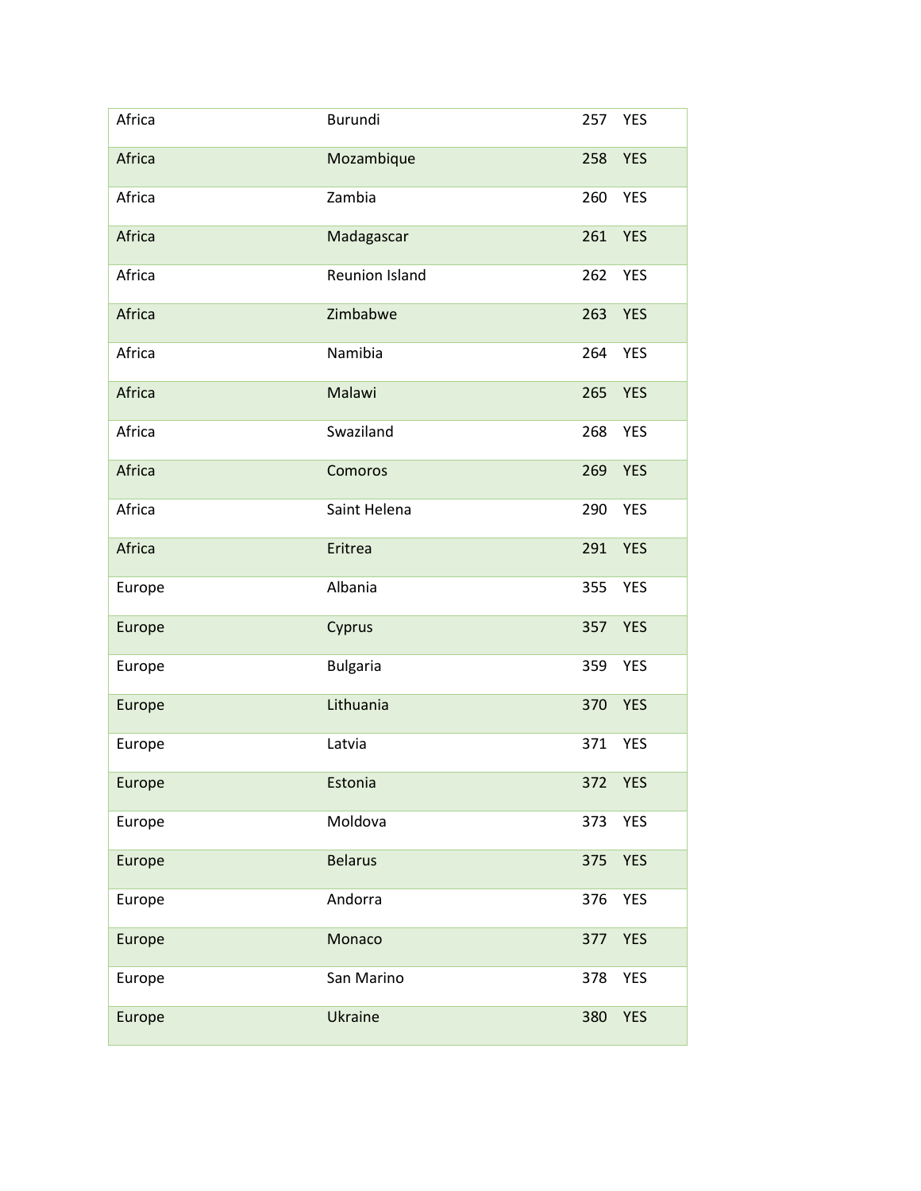| | | | |
|---|---|---|---|
| Africa | Burundi | 257 | YES |
| Africa | Mozambique | 258 | YES |
| Africa | Zambia | 260 | YES |
| Africa | Madagascar | 261 | YES |
| Africa | Reunion Island | 262 | YES |
| Africa | Zimbabwe | 263 | YES |
| Africa | Namibia | 264 | YES |
| Africa | Malawi | 265 | YES |
| Africa | Swaziland | 268 | YES |
| Africa | Comoros | 269 | YES |
| Africa | Saint Helena | 290 | YES |
| Africa | Eritrea | 291 | YES |
| Europe | Albania | 355 | YES |
| Europe | Cyprus | 357 | YES |
| Europe | Bulgaria | 359 | YES |
| Europe | Lithuania | 370 | YES |
| Europe | Latvia | 371 | YES |
| Europe | Estonia | 372 | YES |
| Europe | Moldova | 373 | YES |
| Europe | Belarus | 375 | YES |
| Europe | Andorra | 376 | YES |
| Europe | Monaco | 377 | YES |
| Europe | San Marino | 378 | YES |
| Europe | Ukraine | 380 | YES |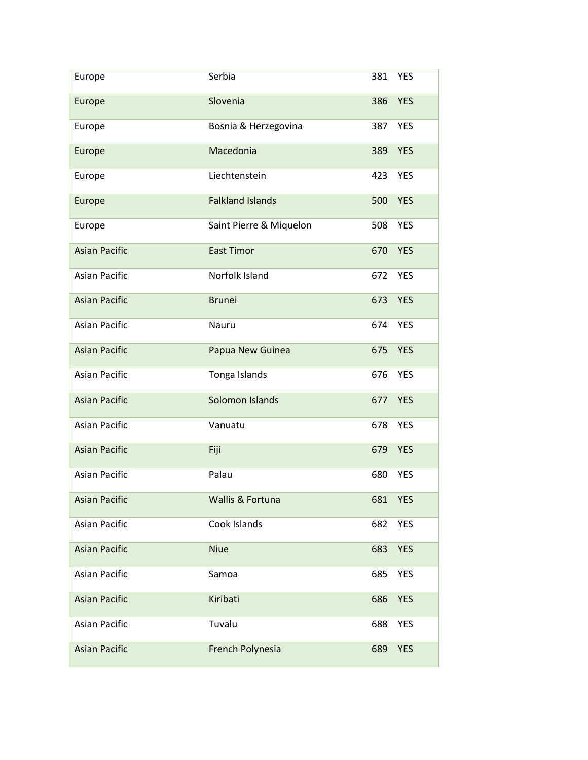| | | | |
|---|---|---|---|
| Europe | Serbia | 381 | YES |
| Europe | Slovenia | 386 | YES |
| Europe | Bosnia & Herzegovina | 387 | YES |
| Europe | Macedonia | 389 | YES |
| Europe | Liechtenstein | 423 | YES |
| Europe | Falkland Islands | 500 | YES |
| Europe | Saint Pierre & Miquelon | 508 | YES |
| Asian Pacific | East Timor | 670 | YES |
| Asian Pacific | Norfolk Island | 672 | YES |
| Asian Pacific | Brunei | 673 | YES |
| Asian Pacific | Nauru | 674 | YES |
| Asian Pacific | Papua New Guinea | 675 | YES |
| Asian Pacific | Tonga Islands | 676 | YES |
| Asian Pacific | Solomon Islands | 677 | YES |
| Asian Pacific | Vanuatu | 678 | YES |
| Asian Pacific | Fiji | 679 | YES |
| Asian Pacific | Palau | 680 | YES |
| Asian Pacific | Wallis & Fortuna | 681 | YES |
| Asian Pacific | Cook Islands | 682 | YES |
| Asian Pacific | Niue | 683 | YES |
| Asian Pacific | Samoa | 685 | YES |
| Asian Pacific | Kiribati | 686 | YES |
| Asian Pacific | Tuvalu | 688 | YES |
| Asian Pacific | French Polynesia | 689 | YES |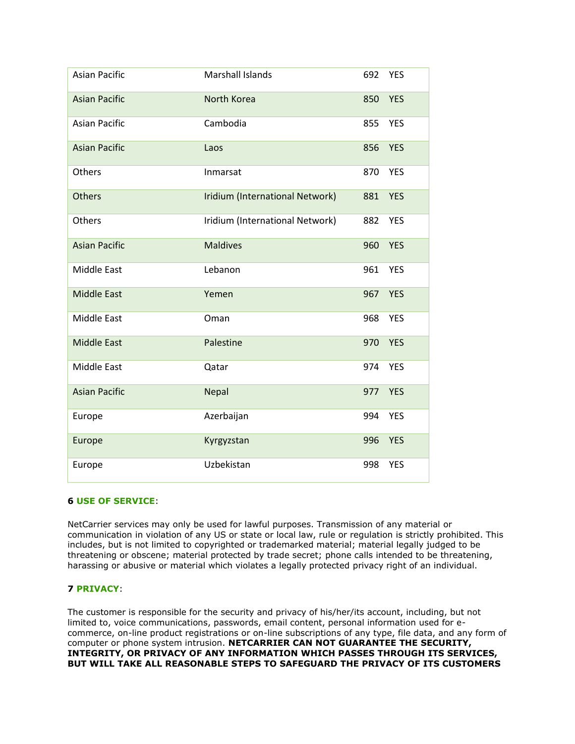| | | | |
|---|---|---|---|
| Asian Pacific | Marshall Islands | 692 | YES |
| Asian Pacific | North Korea | 850 | YES |
| Asian Pacific | Cambodia | 855 | YES |
| Asian Pacific | Laos | 856 | YES |
| Others | Inmarsat | 870 | YES |
| Others | Iridium (International Network) | 881 | YES |
| Others | Iridium (International Network) | 882 | YES |
| Asian Pacific | Maldives | 960 | YES |
| Middle East | Lebanon | 961 | YES |
| Middle East | Yemen | 967 | YES |
| Middle East | Oman | 968 | YES |
| Middle East | Palestine | 970 | YES |
| Middle East | Qatar | 974 | YES |
| Asian Pacific | Nepal | 977 | YES |
| Europe | Azerbaijan | 994 | YES |
| Europe | Kyrgyzstan | 996 | YES |
| Europe | Uzbekistan | 998 | YES |

**6 USE OF SERVICE**:

NetCarrier services may only be used for lawful purposes. Transmission of any material or communication in violation of any US or state or local law, rule or regulation is strictly prohibited. This includes, but is not limited to copyrighted or trademarked material; material legally judged to be threatening or obscene; material protected by trade secret; phone calls intended to be threatening, harassing or abusive or material which violates a legally protected privacy right of an individual.

**7 PRIVACY**:

The customer is responsible for the security and privacy of his/her/its account, including, but not limited to, voice communications, passwords, email content, personal information used for e-commerce, on-line product registrations or on-line subscriptions of any type, file data, and any form of computer or phone system intrusion. **NETCARRIER CAN NOT GUARANTEE THE SECURITY, INTEGRITY, OR PRIVACY OF ANY INFORMATION WHICH PASSES THROUGH ITS SERVICES, BUT WILL TAKE ALL REASONABLE STEPS TO SAFEGUARD THE PRIVACY OF ITS CUSTOMERS**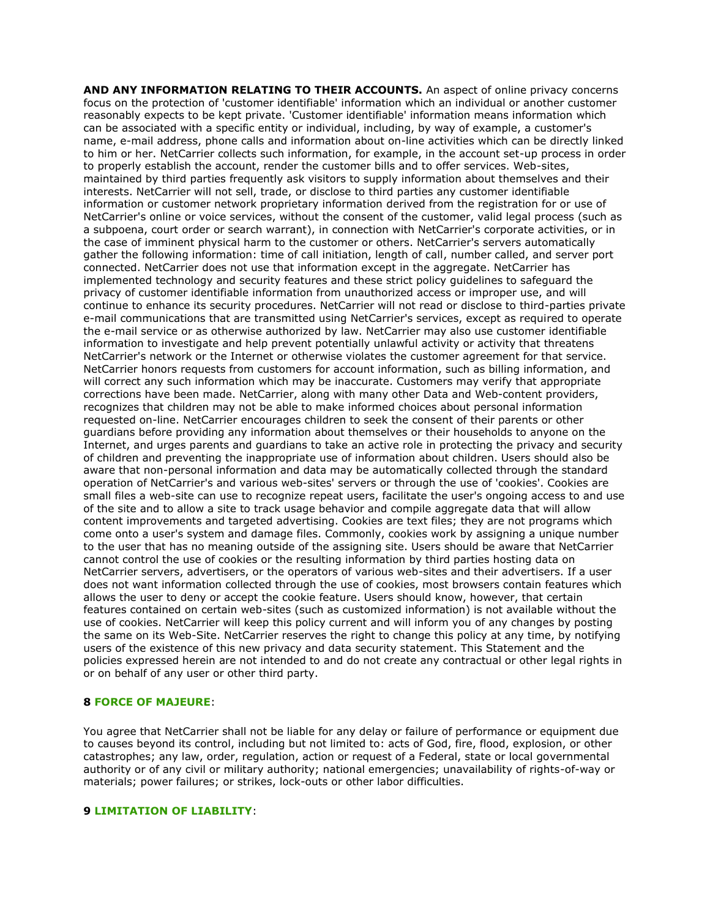**AND ANY INFORMATION RELATING TO THEIR ACCOUNTS.** An aspect of online privacy concerns focus on the protection of 'customer identifiable' information which an individual or another customer reasonably expects to be kept private. 'Customer identifiable' information means information which can be associated with a specific entity or individual, including, by way of example, a customer's name, e-mail address, phone calls and information about on-line activities which can be directly linked to him or her. NetCarrier collects such information, for example, in the account set-up process in order to properly establish the account, render the customer bills and to offer services. Web-sites, maintained by third parties frequently ask visitors to supply information about themselves and their interests. NetCarrier will not sell, trade, or disclose to third parties any customer identifiable information or customer network proprietary information derived from the registration for or use of NetCarrier's online or voice services, without the consent of the customer, valid legal process (such as a subpoena, court order or search warrant), in connection with NetCarrier's corporate activities, or in the case of imminent physical harm to the customer or others. NetCarrier's servers automatically gather the following information: time of call initiation, length of call, number called, and server port connected. NetCarrier does not use that information except in the aggregate. NetCarrier has implemented technology and security features and these strict policy guidelines to safeguard the privacy of customer identifiable information from unauthorized access or improper use, and will continue to enhance its security procedures. NetCarrier will not read or disclose to third-parties private e-mail communications that are transmitted using NetCarrier's services, except as required to operate the e-mail service or as otherwise authorized by law. NetCarrier may also use customer identifiable information to investigate and help prevent potentially unlawful activity or activity that threatens NetCarrier's network or the Internet or otherwise violates the customer agreement for that service. NetCarrier honors requests from customers for account information, such as billing information, and will correct any such information which may be inaccurate. Customers may verify that appropriate corrections have been made. NetCarrier, along with many other Data and Web-content providers, recognizes that children may not be able to make informed choices about personal information requested on-line. NetCarrier encourages children to seek the consent of their parents or other guardians before providing any information about themselves or their households to anyone on the Internet, and urges parents and guardians to take an active role in protecting the privacy and security of children and preventing the inappropriate use of information about children. Users should also be aware that non-personal information and data may be automatically collected through the standard operation of NetCarrier's and various web-sites' servers or through the use of 'cookies'. Cookies are small files a web-site can use to recognize repeat users, facilitate the user's ongoing access to and use of the site and to allow a site to track usage behavior and compile aggregate data that will allow content improvements and targeted advertising. Cookies are text files; they are not programs which come onto a user's system and damage files. Commonly, cookies work by assigning a unique number to the user that has no meaning outside of the assigning site. Users should be aware that NetCarrier cannot control the use of cookies or the resulting information by third parties hosting data on NetCarrier servers, advertisers, or the operators of various web-sites and their advertisers. If a user does not want information collected through the use of cookies, most browsers contain features which allows the user to deny or accept the cookie feature. Users should know, however, that certain features contained on certain web-sites (such as customized information) is not available without the use of cookies. NetCarrier will keep this policy current and will inform you of any changes by posting the same on its Web-Site. NetCarrier reserves the right to change this policy at any time, by notifying users of the existence of this new privacy and data security statement. This Statement and the policies expressed herein are not intended to and do not create any contractual or other legal rights in or on behalf of any user or other third party.

**8 FORCE OF MAJEURE**:

You agree that NetCarrier shall not be liable for any delay or failure of performance or equipment due to causes beyond its control, including but not limited to: acts of God, fire, flood, explosion, or other catastrophes; any law, order, regulation, action or request of a Federal, state or local governmental authority or of any civil or military authority; national emergencies; unavailability of rights-of-way or materials; power failures; or strikes, lock-outs or other labor difficulties.

**9 LIMITATION OF LIABILITY**: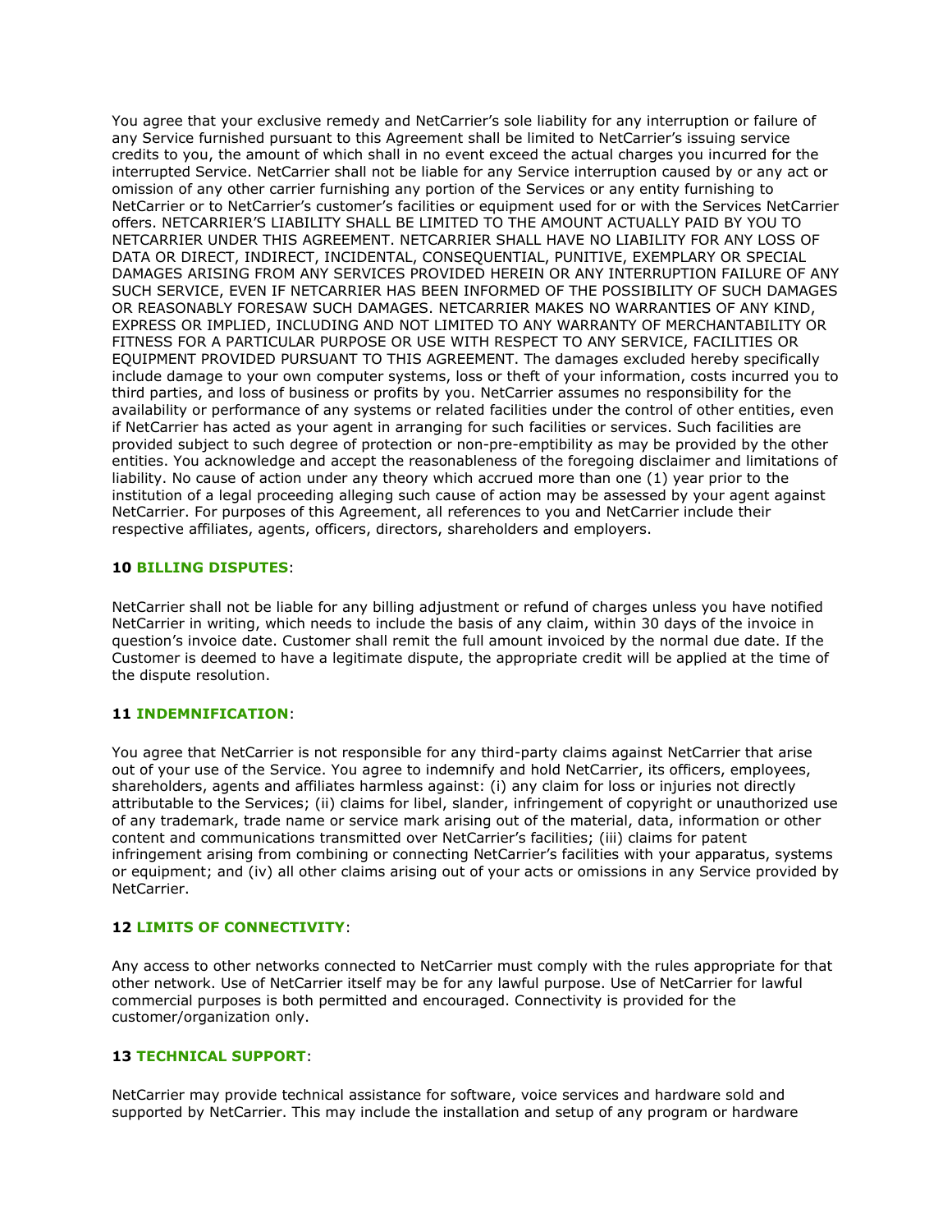You agree that your exclusive remedy and NetCarrier's sole liability for any interruption or failure of any Service furnished pursuant to this Agreement shall be limited to NetCarrier's issuing service credits to you, the amount of which shall in no event exceed the actual charges you incurred for the interrupted Service. NetCarrier shall not be liable for any Service interruption caused by or any act or omission of any other carrier furnishing any portion of the Services or any entity furnishing to NetCarrier or to NetCarrier's customer's facilities or equipment used for or with the Services NetCarrier offers. NETCARRIER'S LIABILITY SHALL BE LIMITED TO THE AMOUNT ACTUALLY PAID BY YOU TO NETCARRIER UNDER THIS AGREEMENT. NETCARRIER SHALL HAVE NO LIABILITY FOR ANY LOSS OF DATA OR DIRECT, INDIRECT, INCIDENTAL, CONSEQUENTIAL, PUNITIVE, EXEMPLARY OR SPECIAL DAMAGES ARISING FROM ANY SERVICES PROVIDED HEREIN OR ANY INTERRUPTION FAILURE OF ANY SUCH SERVICE, EVEN IF NETCARRIER HAS BEEN INFORMED OF THE POSSIBILITY OF SUCH DAMAGES OR REASONABLY FORESAW SUCH DAMAGES. NETCARRIER MAKES NO WARRANTIES OF ANY KIND, EXPRESS OR IMPLIED, INCLUDING AND NOT LIMITED TO ANY WARRANTY OF MERCHANTABILITY OR FITNESS FOR A PARTICULAR PURPOSE OR USE WITH RESPECT TO ANY SERVICE, FACILITIES OR EQUIPMENT PROVIDED PURSUANT TO THIS AGREEMENT. The damages excluded hereby specifically include damage to your own computer systems, loss or theft of your information, costs incurred you to third parties, and loss of business or profits by you. NetCarrier assumes no responsibility for the availability or performance of any systems or related facilities under the control of other entities, even if NetCarrier has acted as your agent in arranging for such facilities or services. Such facilities are provided subject to such degree of protection or non-pre-emptibility as may be provided by the other entities. You acknowledge and accept the reasonableness of the foregoing disclaimer and limitations of liability. No cause of action under any theory which accrued more than one (1) year prior to the institution of a legal proceeding alleging such cause of action may be assessed by your agent against NetCarrier. For purposes of this Agreement, all references to you and NetCarrier include their respective affiliates, agents, officers, directors, shareholders and employers.

**10 BILLING DISPUTES**:

NetCarrier shall not be liable for any billing adjustment or refund of charges unless you have notified NetCarrier in writing, which needs to include the basis of any claim, within 30 days of the invoice in question's invoice date. Customer shall remit the full amount invoiced by the normal due date. If the Customer is deemed to have a legitimate dispute, the appropriate credit will be applied at the time of the dispute resolution.

**11 INDEMNIFICATION**:

You agree that NetCarrier is not responsible for any third-party claims against NetCarrier that arise out of your use of the Service. You agree to indemnify and hold NetCarrier, its officers, employees, shareholders, agents and affiliates harmless against: (i) any claim for loss or injuries not directly attributable to the Services; (ii) claims for libel, slander, infringement of copyright or unauthorized use of any trademark, trade name or service mark arising out of the material, data, information or other content and communications transmitted over NetCarrier's facilities; (iii) claims for patent infringement arising from combining or connecting NetCarrier's facilities with your apparatus, systems or equipment; and (iv) all other claims arising out of your acts or omissions in any Service provided by NetCarrier.

**12 LIMITS OF CONNECTIVITY**:

Any access to other networks connected to NetCarrier must comply with the rules appropriate for that other network. Use of NetCarrier itself may be for any lawful purpose. Use of NetCarrier for lawful commercial purposes is both permitted and encouraged. Connectivity is provided for the customer/organization only.

**13 TECHNICAL SUPPORT**:

NetCarrier may provide technical assistance for software, voice services and hardware sold and supported by NetCarrier. This may include the installation and setup of any program or hardware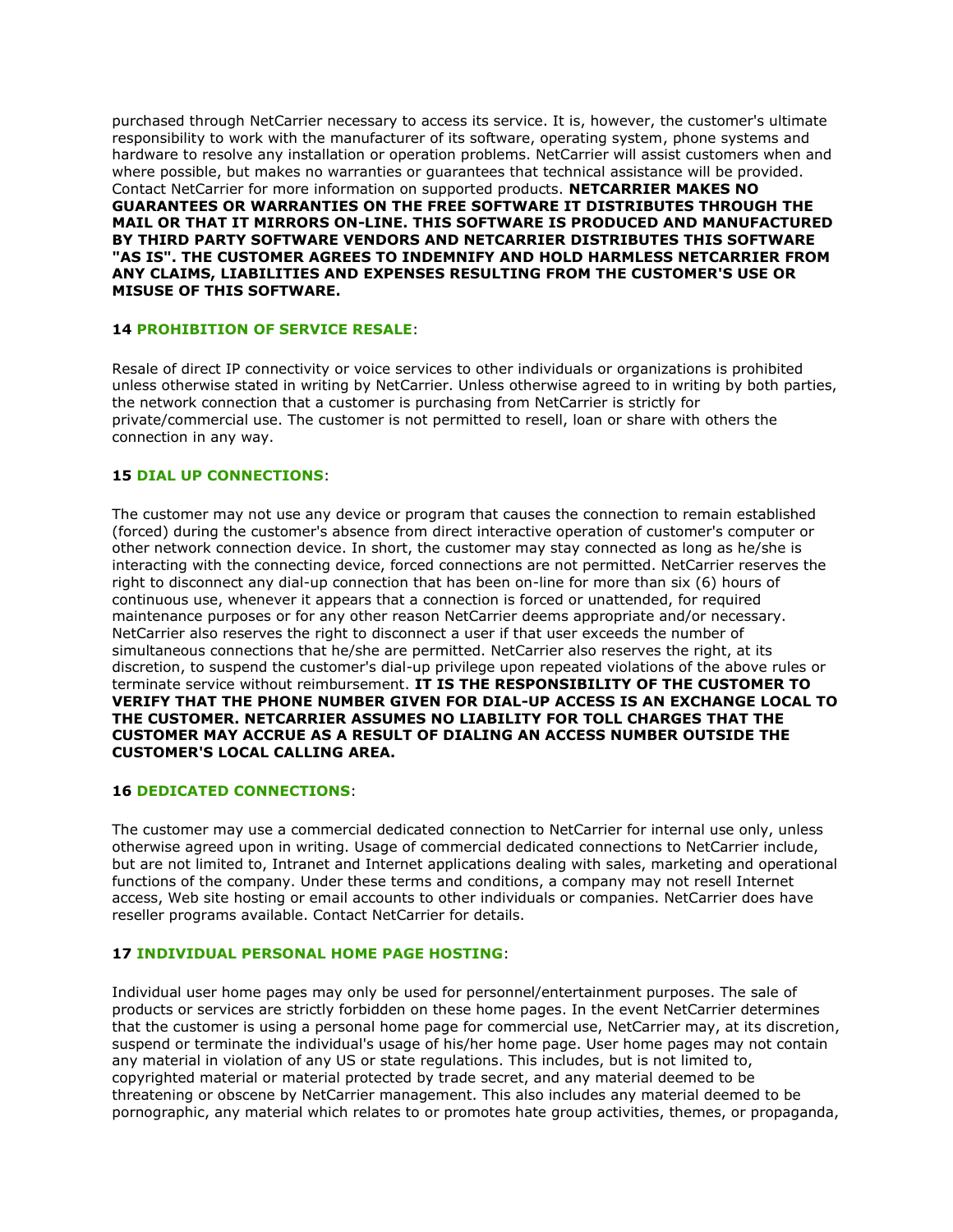purchased through NetCarrier necessary to access its service. It is, however, the customer's ultimate responsibility to work with the manufacturer of its software, operating system, phone systems and hardware to resolve any installation or operation problems. NetCarrier will assist customers when and where possible, but makes no warranties or guarantees that technical assistance will be provided. Contact NetCarrier for more information on supported products. **NETCARRIER MAKES NO GUARANTEES OR WARRANTIES ON THE FREE SOFTWARE IT DISTRIBUTES THROUGH THE MAIL OR THAT IT MIRRORS ON-LINE. THIS SOFTWARE IS PRODUCED AND MANUFACTURED BY THIRD PARTY SOFTWARE VENDORS AND NETCARRIER DISTRIBUTES THIS SOFTWARE "AS IS". THE CUSTOMER AGREES TO INDEMNIFY AND HOLD HARMLESS NETCARRIER FROM ANY CLAIMS, LIABILITIES AND EXPENSES RESULTING FROM THE CUSTOMER'S USE OR MISUSE OF THIS SOFTWARE.**

**14 PROHIBITION OF SERVICE RESALE**:

Resale of direct IP connectivity or voice services to other individuals or organizations is prohibited unless otherwise stated in writing by NetCarrier. Unless otherwise agreed to in writing by both parties, the network connection that a customer is purchasing from NetCarrier is strictly for private/commercial use. The customer is not permitted to resell, loan or share with others the connection in any way.

**15 DIAL UP CONNECTIONS**:

The customer may not use any device or program that causes the connection to remain established (forced) during the customer's absence from direct interactive operation of customer's computer or other network connection device. In short, the customer may stay connected as long as he/she is interacting with the connecting device, forced connections are not permitted. NetCarrier reserves the right to disconnect any dial-up connection that has been on-line for more than six (6) hours of continuous use, whenever it appears that a connection is forced or unattended, for required maintenance purposes or for any other reason NetCarrier deems appropriate and/or necessary. NetCarrier also reserves the right to disconnect a user if that user exceeds the number of simultaneous connections that he/she are permitted. NetCarrier also reserves the right, at its discretion, to suspend the customer's dial-up privilege upon repeated violations of the above rules or terminate service without reimbursement. **IT IS THE RESPONSIBILITY OF THE CUSTOMER TO VERIFY THAT THE PHONE NUMBER GIVEN FOR DIAL-UP ACCESS IS AN EXCHANGE LOCAL TO THE CUSTOMER. NETCARRIER ASSUMES NO LIABILITY FOR TOLL CHARGES THAT THE CUSTOMER MAY ACCRUE AS A RESULT OF DIALING AN ACCESS NUMBER OUTSIDE THE CUSTOMER'S LOCAL CALLING AREA.**

**16 DEDICATED CONNECTIONS**:

The customer may use a commercial dedicated connection to NetCarrier for internal use only, unless otherwise agreed upon in writing. Usage of commercial dedicated connections to NetCarrier include, but are not limited to, Intranet and Internet applications dealing with sales, marketing and operational functions of the company. Under these terms and conditions, a company may not resell Internet access, Web site hosting or email accounts to other individuals or companies. NetCarrier does have reseller programs available. Contact NetCarrier for details.

**17 INDIVIDUAL PERSONAL HOME PAGE HOSTING**:

Individual user home pages may only be used for personnel/entertainment purposes. The sale of products or services are strictly forbidden on these home pages. In the event NetCarrier determines that the customer is using a personal home page for commercial use, NetCarrier may, at its discretion, suspend or terminate the individual's usage of his/her home page. User home pages may not contain any material in violation of any US or state regulations. This includes, but is not limited to, copyrighted material or material protected by trade secret, and any material deemed to be threatening or obscene by NetCarrier management. This also includes any material deemed to be pornographic, any material which relates to or promotes hate group activities, themes, or propaganda,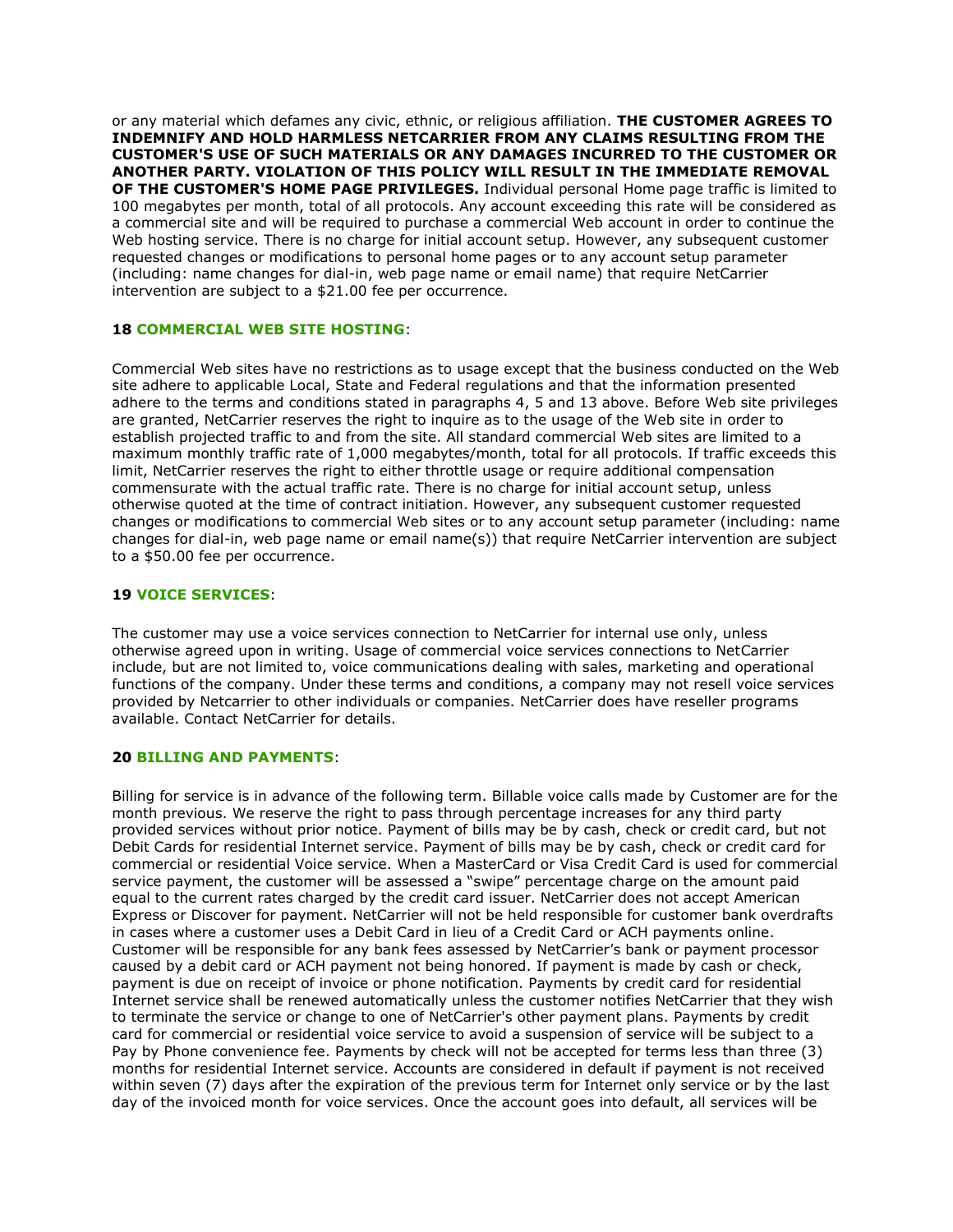or any material which defames any civic, ethnic, or religious affiliation. **THE CUSTOMER AGREES TO INDEMNIFY AND HOLD HARMLESS NETCARRIER FROM ANY CLAIMS RESULTING FROM THE CUSTOMER'S USE OF SUCH MATERIALS OR ANY DAMAGES INCURRED TO THE CUSTOMER OR ANOTHER PARTY. VIOLATION OF THIS POLICY WILL RESULT IN THE IMMEDIATE REMOVAL OF THE CUSTOMER'S HOME PAGE PRIVILEGES.** Individual personal Home page traffic is limited to 100 megabytes per month, total of all protocols. Any account exceeding this rate will be considered as a commercial site and will be required to purchase a commercial Web account in order to continue the Web hosting service. There is no charge for initial account setup. However, any subsequent customer requested changes or modifications to personal home pages or to any account setup parameter (including: name changes for dial-in, web page name or email name) that require NetCarrier intervention are subject to a $21.00 fee per occurrence.

**18 COMMERCIAL WEB SITE HOSTING**:

Commercial Web sites have no restrictions as to usage except that the business conducted on the Web site adhere to applicable Local, State and Federal regulations and that the information presented adhere to the terms and conditions stated in paragraphs 4, 5 and 13 above. Before Web site privileges are granted, NetCarrier reserves the right to inquire as to the usage of the Web site in order to establish projected traffic to and from the site. All standard commercial Web sites are limited to a maximum monthly traffic rate of 1,000 megabytes/month, total for all protocols. If traffic exceeds this limit, NetCarrier reserves the right to either throttle usage or require additional compensation commensurate with the actual traffic rate. There is no charge for initial account setup, unless otherwise quoted at the time of contract initiation. However, any subsequent customer requested changes or modifications to commercial Web sites or to any account setup parameter (including: name changes for dial-in, web page name or email name(s)) that require NetCarrier intervention are subject to a $50.00 fee per occurrence.

**19 VOICE SERVICES**:

The customer may use a voice services connection to NetCarrier for internal use only, unless otherwise agreed upon in writing. Usage of commercial voice services connections to NetCarrier include, but are not limited to, voice communications dealing with sales, marketing and operational functions of the company. Under these terms and conditions, a company may not resell voice services provided by Netcarrier to other individuals or companies. NetCarrier does have reseller programs available. Contact NetCarrier for details.

**20 BILLING AND PAYMENTS**:

Billing for service is in advance of the following term. Billable voice calls made by Customer are for the month previous. We reserve the right to pass through percentage increases for any third party provided services without prior notice. Payment of bills may be by cash, check or credit card, but not Debit Cards for residential Internet service. Payment of bills may be by cash, check or credit card for commercial or residential Voice service. When a MasterCard or Visa Credit Card is used for commercial service payment, the customer will be assessed a "swipe" percentage charge on the amount paid equal to the current rates charged by the credit card issuer. NetCarrier does not accept American Express or Discover for payment. NetCarrier will not be held responsible for customer bank overdrafts in cases where a customer uses a Debit Card in lieu of a Credit Card or ACH payments online. Customer will be responsible for any bank fees assessed by NetCarrier's bank or payment processor caused by a debit card or ACH payment not being honored. If payment is made by cash or check, payment is due on receipt of invoice or phone notification. Payments by credit card for residential Internet service shall be renewed automatically unless the customer notifies NetCarrier that they wish to terminate the service or change to one of NetCarrier's other payment plans. Payments by credit card for commercial or residential voice service to avoid a suspension of service will be subject to a Pay by Phone convenience fee. Payments by check will not be accepted for terms less than three (3) months for residential Internet service. Accounts are considered in default if payment is not received within seven (7) days after the expiration of the previous term for Internet only service or by the last day of the invoiced month for voice services. Once the account goes into default, all services will be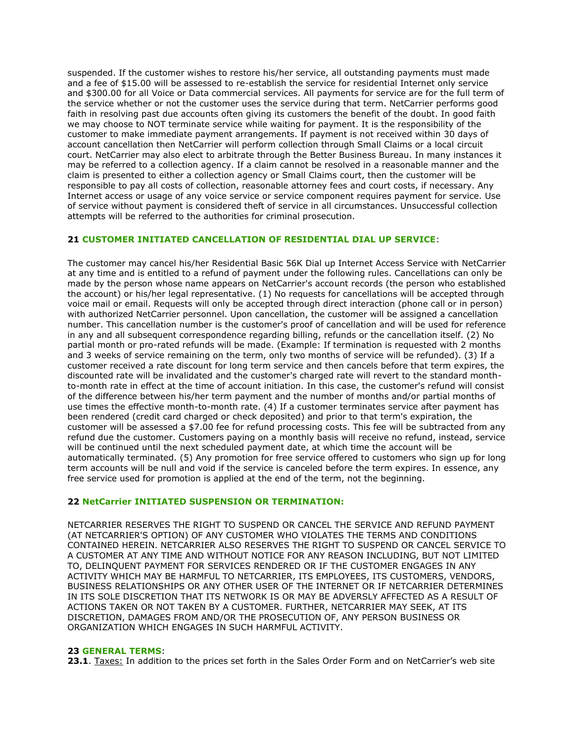suspended. If the customer wishes to restore his/her service, all outstanding payments must made and a fee of $15.00 will be assessed to re-establish the service for residential Internet only service and $300.00 for all Voice or Data commercial services. All payments for service are for the full term of the service whether or not the customer uses the service during that term. NetCarrier performs good faith in resolving past due accounts often giving its customers the benefit of the doubt. In good faith we may choose to NOT terminate service while waiting for payment. It is the responsibility of the customer to make immediate payment arrangements. If payment is not received within 30 days of account cancellation then NetCarrier will perform collection through Small Claims or a local circuit court. NetCarrier may also elect to arbitrate through the Better Business Bureau. In many instances it may be referred to a collection agency. If a claim cannot be resolved in a reasonable manner and the claim is presented to either a collection agency or Small Claims court, then the customer will be responsible to pay all costs of collection, reasonable attorney fees and court costs, if necessary. Any Internet access or usage of any voice service or service component requires payment for service. Use of service without payment is considered theft of service in all circumstances. Unsuccessful collection attempts will be referred to the authorities for criminal prosecution.

**21 CUSTOMER INITIATED CANCELLATION OF RESIDENTIAL DIAL UP SERVICE**:

The customer may cancel his/her Residential Basic 56K Dial up Internet Access Service with NetCarrier at any time and is entitled to a refund of payment under the following rules. Cancellations can only be made by the person whose name appears on NetCarrier's account records (the person who established the account) or his/her legal representative. (1) No requests for cancellations will be accepted through voice mail or email. Requests will only be accepted through direct interaction (phone call or in person) with authorized NetCarrier personnel. Upon cancellation, the customer will be assigned a cancellation number. This cancellation number is the customer's proof of cancellation and will be used for reference in any and all subsequent correspondence regarding billing, refunds or the cancellation itself. (2) No partial month or pro-rated refunds will be made. (Example: If termination is requested with 2 months and 3 weeks of service remaining on the term, only two months of service will be refunded). (3) If a customer received a rate discount for long term service and then cancels before that term expires, the discounted rate will be invalidated and the customer's charged rate will revert to the standard month-to-month rate in effect at the time of account initiation. In this case, the customer's refund will consist of the difference between his/her term payment and the number of months and/or partial months of use times the effective month-to-month rate. (4) If a customer terminates service after payment has been rendered (credit card charged or check deposited) and prior to that term's expiration, the customer will be assessed a $7.00 fee for refund processing costs. This fee will be subtracted from any refund due the customer. Customers paying on a monthly basis will receive no refund, instead, service will be continued until the next scheduled payment date, at which time the account will be automatically terminated. (5) Any promotion for free service offered to customers who sign up for long term accounts will be null and void if the service is canceled before the term expires. In essence, any free service used for promotion is applied at the end of the term, not the beginning.

**22 NetCarrier INITIATED SUSPENSION OR TERMINATION:**

NETCARRIER RESERVES THE RIGHT TO SUSPEND OR CANCEL THE SERVICE AND REFUND PAYMENT (AT NETCARRIER'S OPTION) OF ANY CUSTOMER WHO VIOLATES THE TERMS AND CONDITIONS CONTAINED HEREIN. NETCARRIER ALSO RESERVES THE RIGHT TO SUSPEND OR CANCEL SERVICE TO A CUSTOMER AT ANY TIME AND WITHOUT NOTICE FOR ANY REASON INCLUDING, BUT NOT LIMITED TO, DELINQUENT PAYMENT FOR SERVICES RENDERED OR IF THE CUSTOMER ENGAGES IN ANY ACTIVITY WHICH MAY BE HARMFUL TO NETCARRIER, ITS EMPLOYEES, ITS CUSTOMERS, VENDORS, BUSINESS RELATIONSHIPS OR ANY OTHER USER OF THE INTERNET OR IF NETCARRIER DETERMINES IN ITS SOLE DISCRETION THAT ITS NETWORK IS OR MAY BE ADVERSLY AFFECTED AS A RESULT OF ACTIONS TAKEN OR NOT TAKEN BY A CUSTOMER. FURTHER, NETCARRIER MAY SEEK, AT ITS DISCRETION, DAMAGES FROM AND/OR THE PROSECUTION OF, ANY PERSON BUSINESS OR ORGANIZATION WHICH ENGAGES IN SUCH HARMFUL ACTIVITY.

**23 GENERAL TERMS**:

**23.1**. Taxes: In addition to the prices set forth in the Sales Order Form and on NetCarrier's web site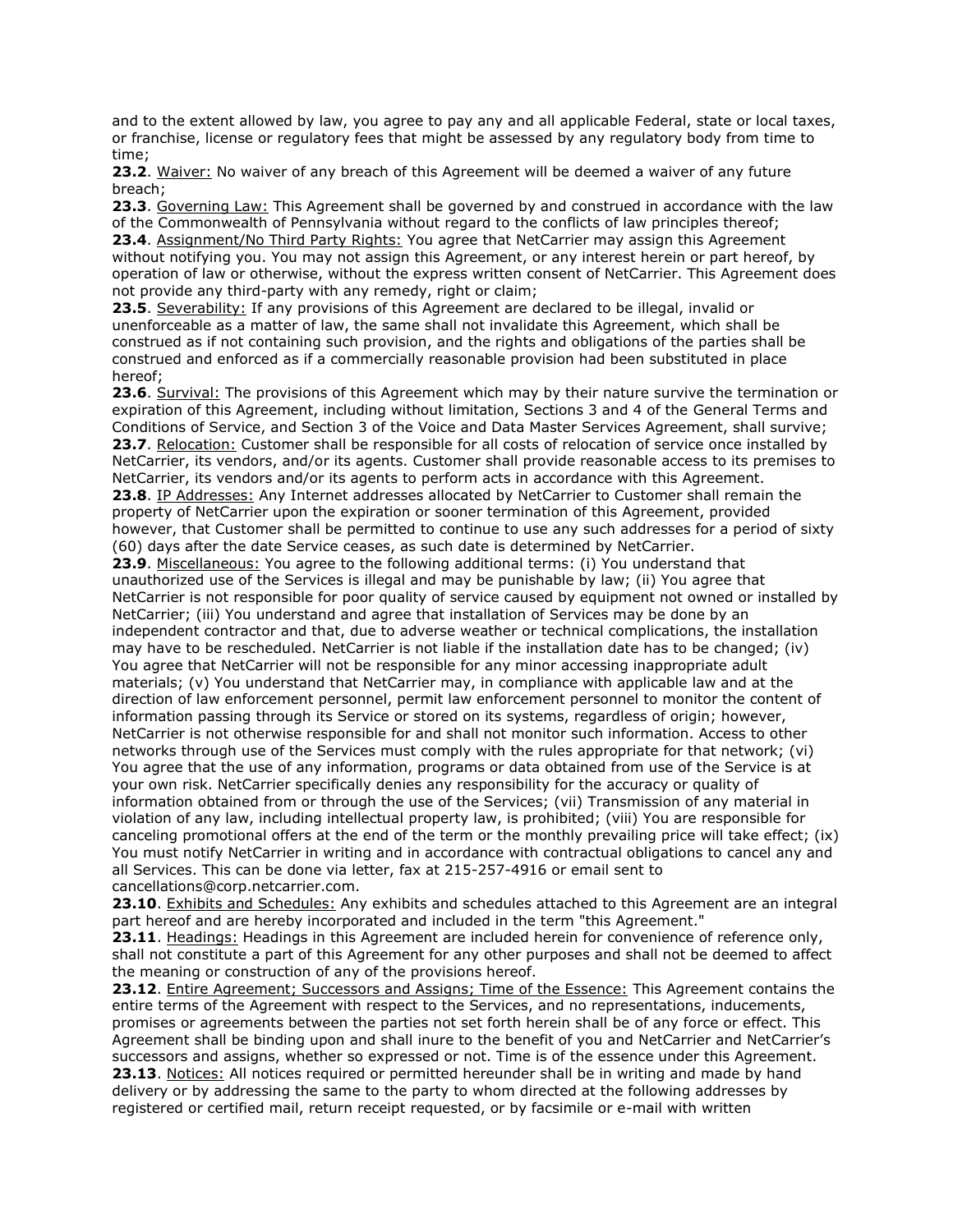and to the extent allowed by law, you agree to pay any and all applicable Federal, state or local taxes, or franchise, license or regulatory fees that might be assessed by any regulatory body from time to time;

**23.2**. Waiver: No waiver of any breach of this Agreement will be deemed a waiver of any future breach;

**23.3**. Governing Law: This Agreement shall be governed by and construed in accordance with the law of the Commonwealth of Pennsylvania without regard to the conflicts of law principles thereof;

**23.4**. Assignment/No Third Party Rights: You agree that NetCarrier may assign this Agreement without notifying you. You may not assign this Agreement, or any interest herein or part hereof, by operation of law or otherwise, without the express written consent of NetCarrier. This Agreement does not provide any third-party with any remedy, right or claim;

**23.5**. Severability: If any provisions of this Agreement are declared to be illegal, invalid or unenforceable as a matter of law, the same shall not invalidate this Agreement, which shall be construed as if not containing such provision, and the rights and obligations of the parties shall be construed and enforced as if a commercially reasonable provision had been substituted in place hereof;

**23.6**. Survival: The provisions of this Agreement which may by their nature survive the termination or expiration of this Agreement, including without limitation, Sections 3 and 4 of the General Terms and Conditions of Service, and Section 3 of the Voice and Data Master Services Agreement, shall survive;

**23.7**. Relocation: Customer shall be responsible for all costs of relocation of service once installed by NetCarrier, its vendors, and/or its agents. Customer shall provide reasonable access to its premises to NetCarrier, its vendors and/or its agents to perform acts in accordance with this Agreement.

**23.8**. IP Addresses: Any Internet addresses allocated by NetCarrier to Customer shall remain the property of NetCarrier upon the expiration or sooner termination of this Agreement, provided however, that Customer shall be permitted to continue to use any such addresses for a period of sixty (60) days after the date Service ceases, as such date is determined by NetCarrier.

**23.9**. Miscellaneous: You agree to the following additional terms: (i) You understand that unauthorized use of the Services is illegal and may be punishable by law; (ii) You agree that NetCarrier is not responsible for poor quality of service caused by equipment not owned or installed by NetCarrier; (iii) You understand and agree that installation of Services may be done by an independent contractor and that, due to adverse weather or technical complications, the installation may have to be rescheduled. NetCarrier is not liable if the installation date has to be changed; (iv) You agree that NetCarrier will not be responsible for any minor accessing inappropriate adult materials; (v) You understand that NetCarrier may, in compliance with applicable law and at the direction of law enforcement personnel, permit law enforcement personnel to monitor the content of information passing through its Service or stored on its systems, regardless of origin; however, NetCarrier is not otherwise responsible for and shall not monitor such information. Access to other networks through use of the Services must comply with the rules appropriate for that network; (vi) You agree that the use of any information, programs or data obtained from use of the Service is at your own risk. NetCarrier specifically denies any responsibility for the accuracy or quality of information obtained from or through the use of the Services; (vii) Transmission of any material in violation of any law, including intellectual property law, is prohibited; (viii) You are responsible for canceling promotional offers at the end of the term or the monthly prevailing price will take effect; (ix) You must notify NetCarrier in writing and in accordance with contractual obligations to cancel any and all Services. This can be done via letter, fax at 215-257-4916 or email sent to cancellations@corp.netcarrier.com.

**23.10**. Exhibits and Schedules: Any exhibits and schedules attached to this Agreement are an integral part hereof and are hereby incorporated and included in the term "this Agreement."

**23.11**. Headings: Headings in this Agreement are included herein for convenience of reference only, shall not constitute a part of this Agreement for any other purposes and shall not be deemed to affect the meaning or construction of any of the provisions hereof.

**23.12**. Entire Agreement; Successors and Assigns; Time of the Essence: This Agreement contains the entire terms of the Agreement with respect to the Services, and no representations, inducements, promises or agreements between the parties not set forth herein shall be of any force or effect. This Agreement shall be binding upon and shall inure to the benefit of you and NetCarrier and NetCarrier's successors and assigns, whether so expressed or not. Time is of the essence under this Agreement.

**23.13**. Notices: All notices required or permitted hereunder shall be in writing and made by hand delivery or by addressing the same to the party to whom directed at the following addresses by registered or certified mail, return receipt requested, or by facsimile or e-mail with written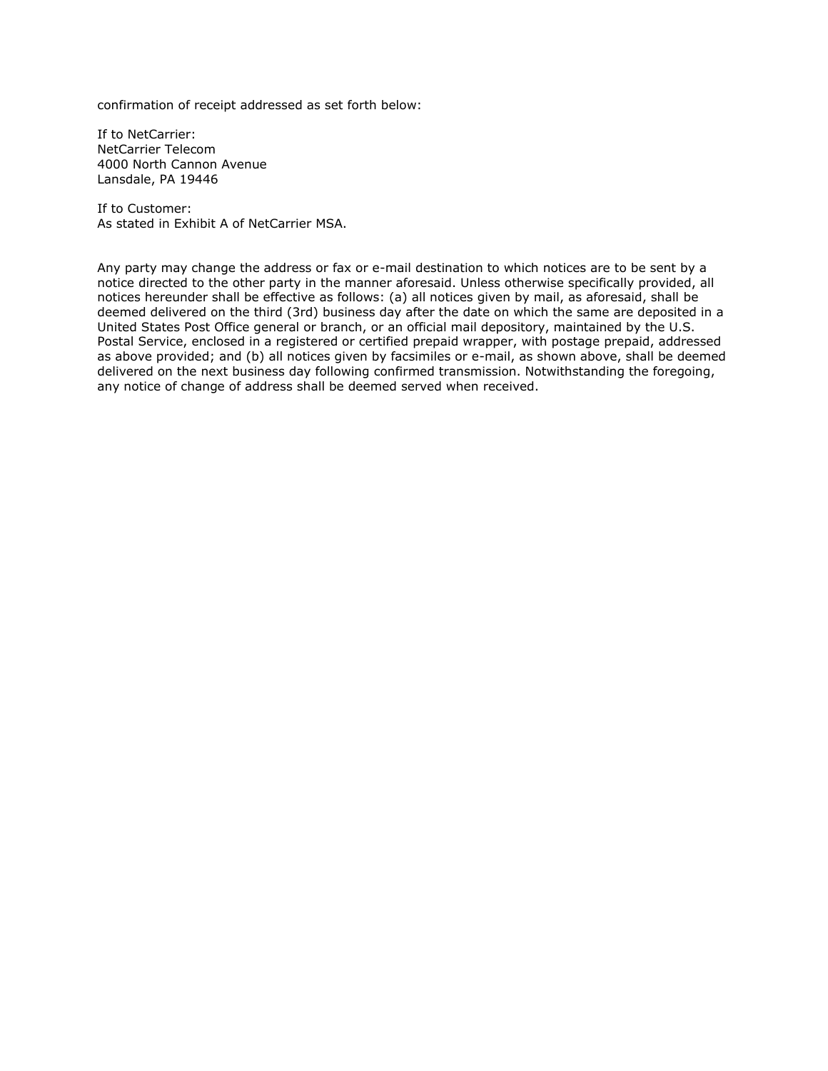confirmation of receipt addressed as set forth below:

If to NetCarrier:
NetCarrier Telecom
4000 North Cannon Avenue
Lansdale, PA 19446

If to Customer:
As stated in Exhibit A of NetCarrier MSA.

Any party may change the address or fax or e-mail destination to which notices are to be sent by a notice directed to the other party in the manner aforesaid. Unless otherwise specifically provided, all notices hereunder shall be effective as follows: (a) all notices given by mail, as aforesaid, shall be deemed delivered on the third (3rd) business day after the date on which the same are deposited in a United States Post Office general or branch, or an official mail depository, maintained by the U.S. Postal Service, enclosed in a registered or certified prepaid wrapper, with postage prepaid, addressed as above provided; and (b) all notices given by facsimiles or e-mail, as shown above, shall be deemed delivered on the next business day following confirmed transmission. Notwithstanding the foregoing, any notice of change of address shall be deemed served when received.